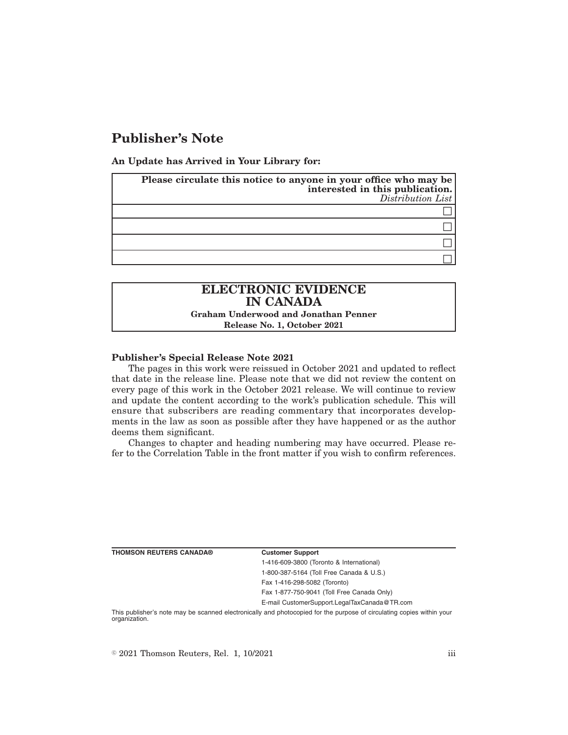# Publisher's Note

**An Update has Arrived in Your Library for:**

| **Please circulate this notice to anyone in your office who may be interested in this publication.** *Distribution List* |
|---|
| ☐ |
| ☐ |
| ☐ |
| ☐ |

| **ELECTRONIC EVIDENCE IN CANADA** |
|---|
| **Graham Underwood and Jonathan Penner** |
| **Release No. 1, October 2021** |

**Publisher's Special Release Note 2021**

The pages in this work were reissued in October 2021 and updated to reflect that date in the release line. Please note that we did not review the content on every page of this work in the October 2021 release. We will continue to review and update the content according to the work's publication schedule. This will ensure that subscribers are reading commentary that incorporates developments in the law as soon as possible after they have happened or as the author deems them significant.

Changes to chapter and heading numbering may have occurred. Please refer to the Correlation Table in the front matter if you wish to confirm references.

**THOMSON REUTERS CANADA®**

**Customer Support**

1-416-609-3800 (Toronto & International)

1-800-387-5164 (Toll Free Canada & U.S.)

Fax 1-416-298-5082 (Toronto)

Fax 1-877-750-9041 (Toll Free Canada Only)

E-mail CustomerSupport.LegalTaxCanada@TR.com

This publisher's note may be scanned electronically and photocopied for the purpose of circulating copies within your organization.

© 2021 Thomson Reuters, Rel. 1, 10/2021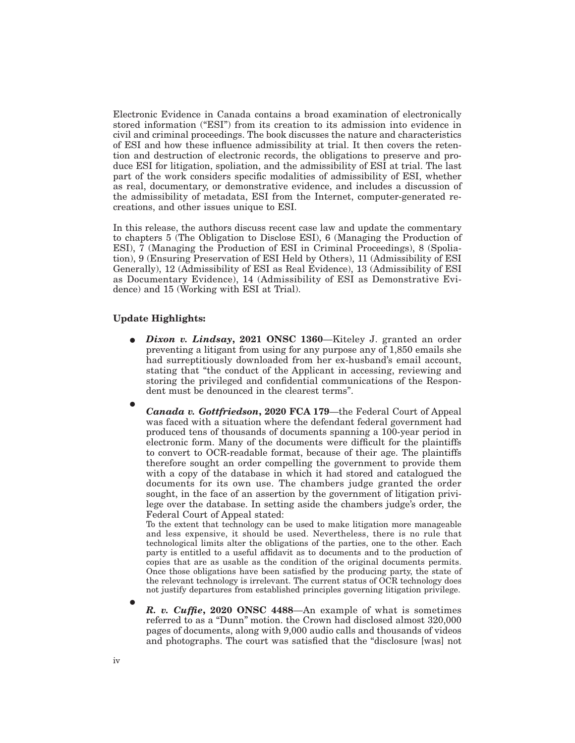Electronic Evidence in Canada contains a broad examination of electronically stored information ("ESI") from its creation to its admission into evidence in civil and criminal proceedings. The book discusses the nature and characteristics of ESI and how these influence admissibility at trial. It then covers the retention and destruction of electronic records, the obligations to preserve and produce ESI for litigation, spoliation, and the admissibility of ESI at trial. The last part of the work considers specific modalities of admissibility of ESI, whether as real, documentary, or demonstrative evidence, and includes a discussion of the admissibility of metadata, ESI from the Internet, computer-generated recreations, and other issues unique to ESI.

In this release, the authors discuss recent case law and update the commentary to chapters 5 (The Obligation to Disclose ESI), 6 (Managing the Production of ESI), 7 (Managing the Production of ESI in Criminal Proceedings), 8 (Spoliation), 9 (Ensuring Preservation of ESI Held by Others), 11 (Admissibility of ESI Generally), 12 (Admissibility of ESI as Real Evidence), 13 (Admissibility of ESI as Documentary Evidence), 14 (Admissibility of ESI as Demonstrative Evidence) and 15 (Working with ESI at Trial).

**Update Highlights:**

- ***Dixon v. Lindsay*, 2021 ONSC 1360**—Kiteley J. granted an order preventing a litigant from using for any purpose any of 1,850 emails she had surreptitiously downloaded from her ex-husband's email account, stating that "the conduct of the Applicant in accessing, reviewing and storing the privileged and confidential communications of the Respondent must be denounced in the clearest terms".
- ***Canada v. Gottfriedson*, 2020 FCA 179**—the Federal Court of Appeal was faced with a situation where the defendant federal government had produced tens of thousands of documents spanning a 100-year period in electronic form. Many of the documents were difficult for the plaintiffs to convert to OCR-readable format, because of their age. The plaintiffs therefore sought an order compelling the government to provide them with a copy of the database in which it had stored and catalogued the documents for its own use. The chambers judge granted the order sought, in the face of an assertion by the government of litigation privilege over the database. In setting aside the chambers judge's order, the Federal Court of Appeal stated:

  To the extent that technology can be used to make litigation more manageable and less expensive, it should be used. Nevertheless, there is no rule that technological limits alter the obligations of the parties, one to the other. Each party is entitled to a useful affidavit as to documents and to the production of copies that are as usable as the condition of the original documents permits. Once those obligations have been satisfied by the producing party, the state of the relevant technology is irrelevant. The current status of OCR technology does not justify departures from established principles governing litigation privilege.
- ***R. v. Cuffie*, 2020 ONSC 4488**—An example of what is sometimes referred to as a "Dunn" motion. the Crown had disclosed almost 320,000 pages of documents, along with 9,000 audio calls and thousands of videos and photographs. The court was satisfied that the "disclosure [was] not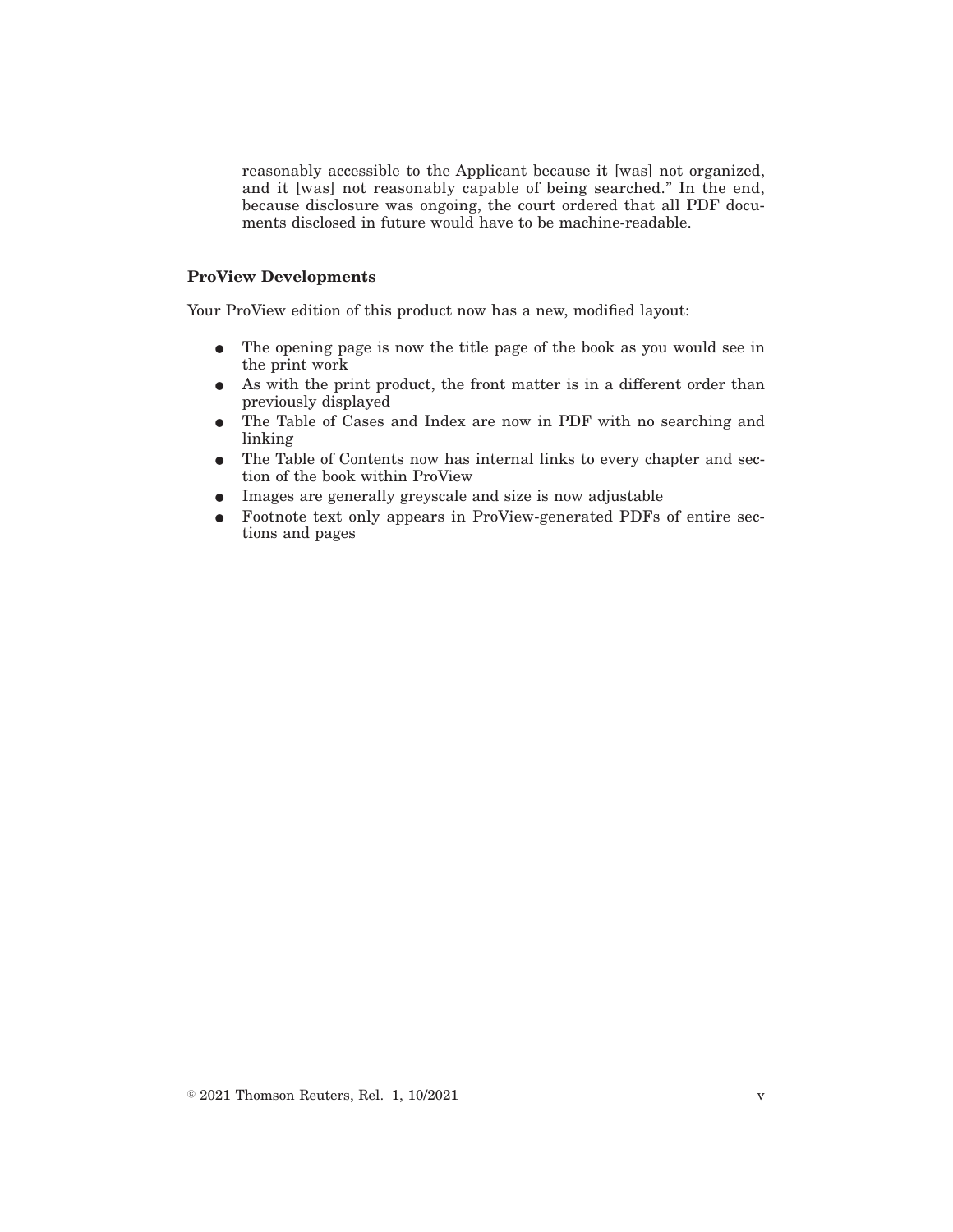reasonably accessible to the Applicant because it [was] not organized, and it [was] not reasonably capable of being searched." In the end, because disclosure was ongoing, the court ordered that all PDF documents disclosed in future would have to be machine-readable.

**ProView Developments**

Your ProView edition of this product now has a new, modified layout:

- The opening page is now the title page of the book as you would see in the print work
- As with the print product, the front matter is in a different order than previously displayed
- The Table of Cases and Index are now in PDF with no searching and linking
- The Table of Contents now has internal links to every chapter and section of the book within ProView
- Images are generally greyscale and size is now adjustable
- Footnote text only appears in ProView-generated PDFs of entire sections and pages